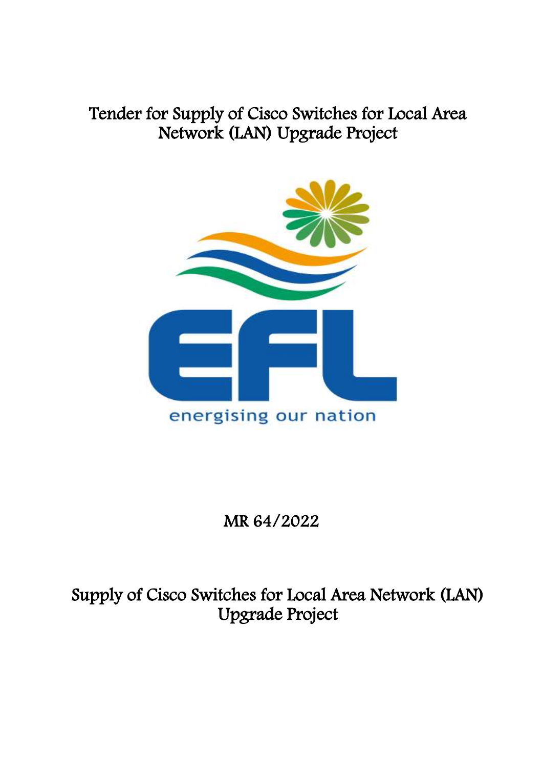# Tender for Supply of Cisco Switches for Local Area Network (LAN) Upgrade Project

EFL

energising our nation

MR 64/2022

## Supply of Cisco Switches for Local Area Network (LAN) Upgrade Project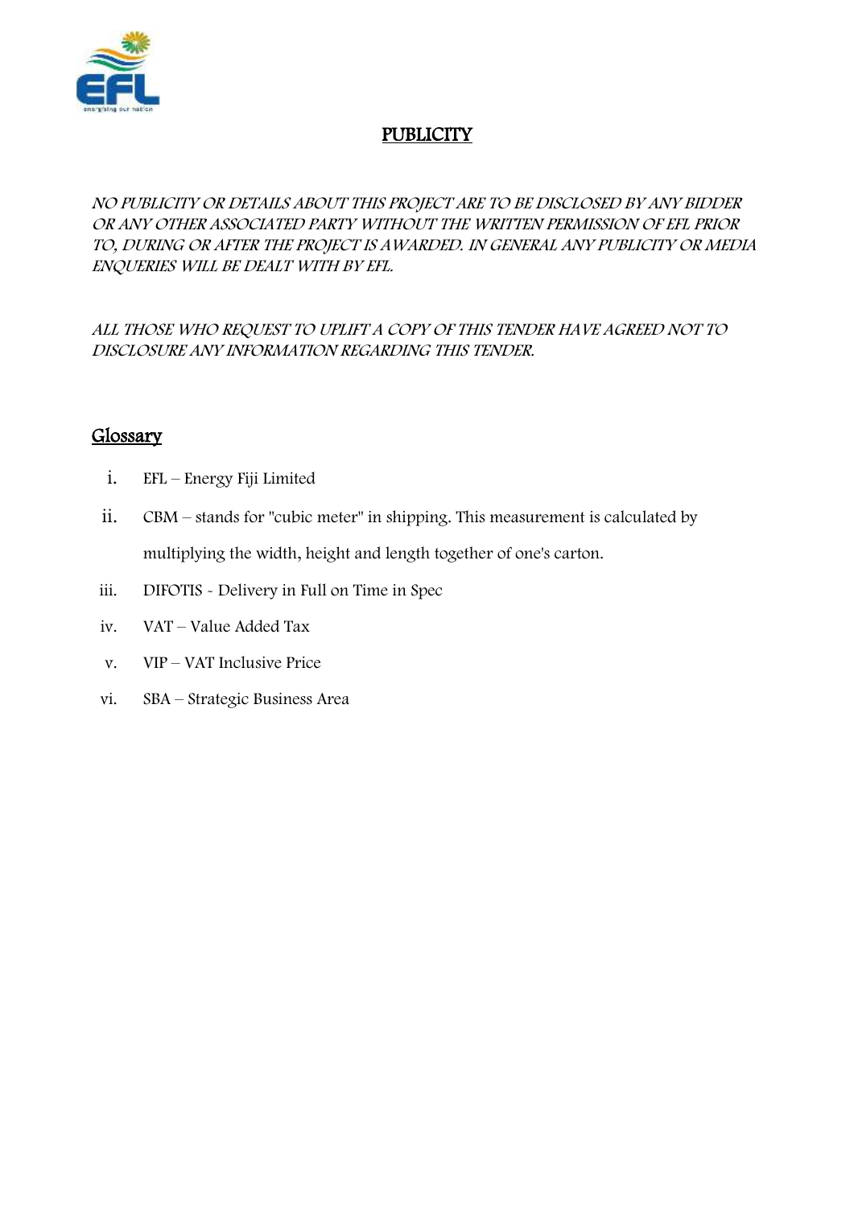## PUBLICITY

*NO PUBLICITY OR DETAILS ABOUT THIS PROJECT ARE TO BE DISCLOSED BY ANY BIDDER OR ANY OTHER ASSOCIATED PARTY WITHOUT THE WRITTEN PERMISSION OF EFL PRIOR TO, DURING OR AFTER THE PROJECT IS AWARDED. IN GENERAL ANY PUBLICITY OR MEDIA ENQUERIES WILL BE DEALT WITH BY EFL.*

*ALL THOSE WHO REQUEST TO UPLIFT A COPY OF THIS TENDER HAVE AGREED NOT TO DISCLOSURE ANY INFORMATION REGARDING THIS TENDER.*

## Glossary

i. EFL – Energy Fiji Limited

ii. CBM – stands for "cubic meter" in shipping. This measurement is calculated by multiplying the width, height and length together of one's carton.

iii. DIFOTIS - Delivery in Full on Time in Spec

iv. VAT – Value Added Tax

v. VIP – VAT Inclusive Price

vi. SBA – Strategic Business Area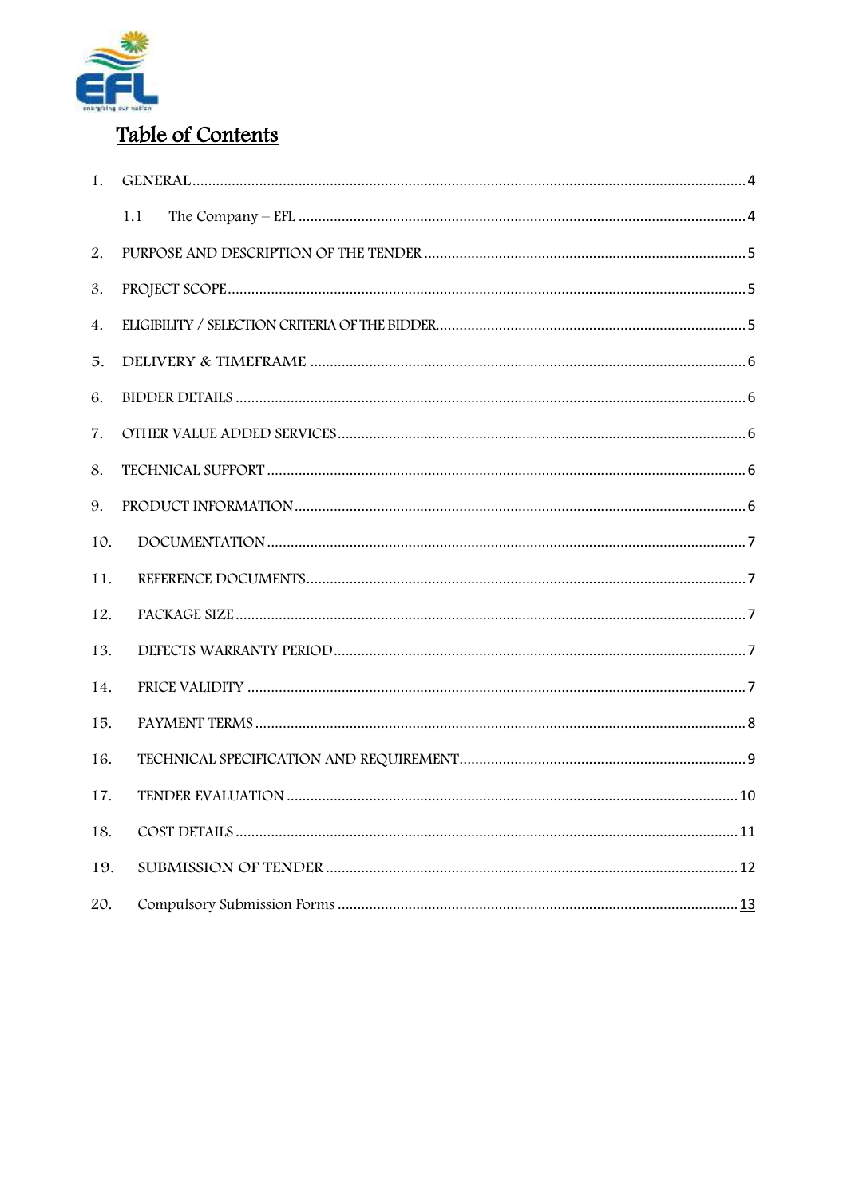# Table of Contents

1. GENERAL .... 4
   - 1.1 The Company – EFL .... 4
2. PURPOSE AND DESCRIPTION OF THE TENDER .... 5
3. PROJECT SCOPE .... 5
4. ELIGIBILITY / SELECTION CRITERIA OF THE BIDDER .... 5
5. DELIVERY & TIMEFRAME .... 6
6. BIDDER DETAILS .... 6
7. OTHER VALUE ADDED SERVICES .... 6
8. TECHNICAL SUPPORT .... 6
9. PRODUCT INFORMATION .... 6
10. DOCUMENTATION .... 7
11. REFERENCE DOCUMENTS .... 7
12. PACKAGE SIZE .... 7
13. DEFECTS WARRANTY PERIOD .... 7
14. PRICE VALIDITY .... 7
15. PAYMENT TERMS .... 8
16. TECHNICAL SPECIFICATION AND REQUIREMENT .... 9
17. TENDER EVALUATION .... 10
18. COST DETAILS .... 11
19. SUBMISSION OF TENDER .... 12
20. Compulsory Submission Forms .... 13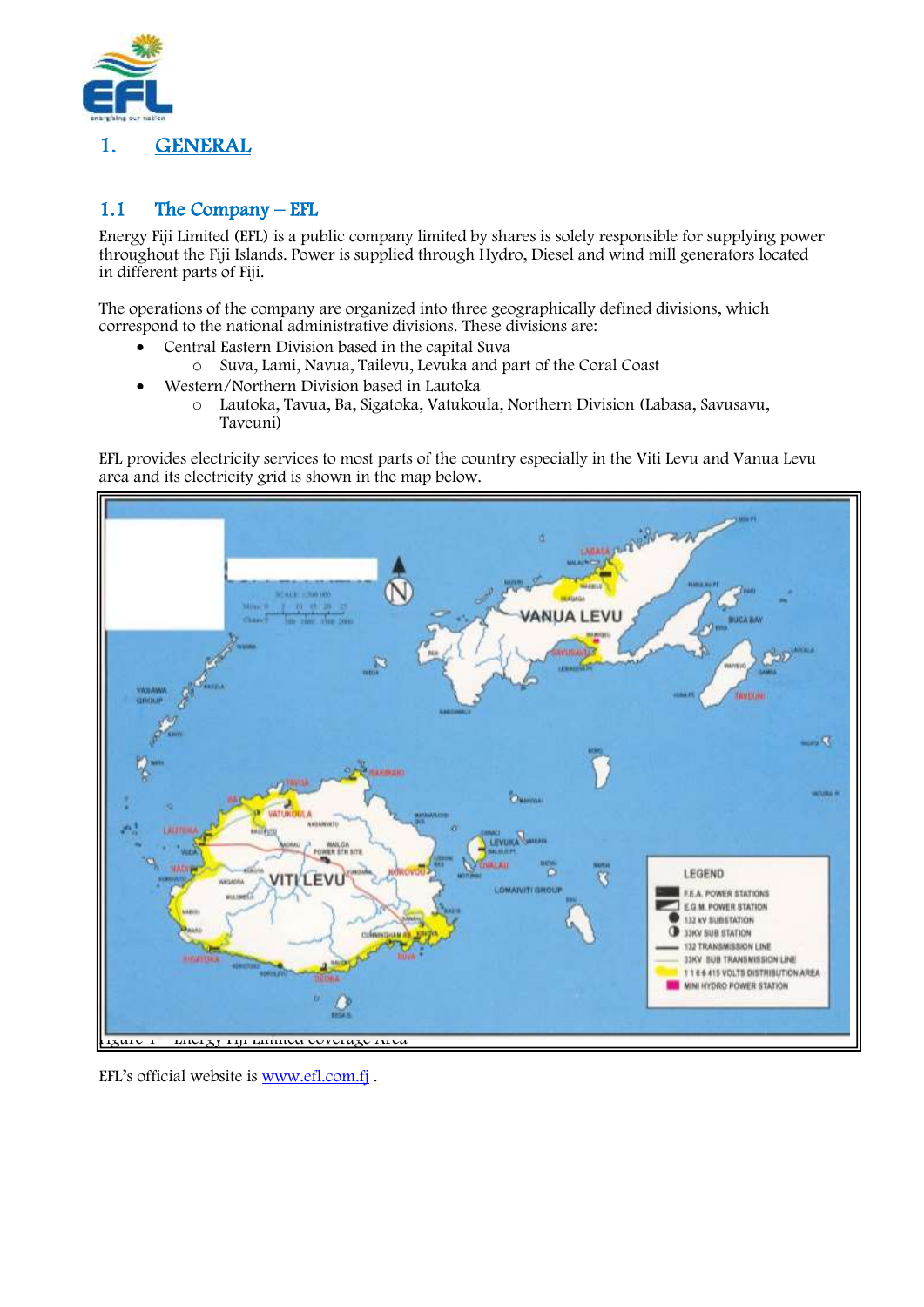# 1. GENERAL

## 1.1 The Company – EFL

Energy Fiji Limited (EFL) is a public company limited by shares is solely responsible for supplying power throughout the Fiji Islands. Power is supplied through Hydro, Diesel and wind mill generators located in different parts of Fiji.

The operations of the company are organized into three geographically defined divisions, which correspond to the national administrative divisions. These divisions are:

- Central Eastern Division based in the capital Suva
  - Suva, Lami, Navua, Tailevu, Levuka and part of the Coral Coast
- Western/Northern Division based in Lautoka
  - Lautoka, Tavua, Ba, Sigatoka, Vatukoula, Northern Division (Labasa, Savusavu, Taveuni)

EFL provides electricity services to most parts of the country especially in the Viti Levu and Vanua Levu area and its electricity grid is shown in the map below.

Figure 1 – Energy Fiji Limited coverage Area

EFL's official website is www.efl.com.fj .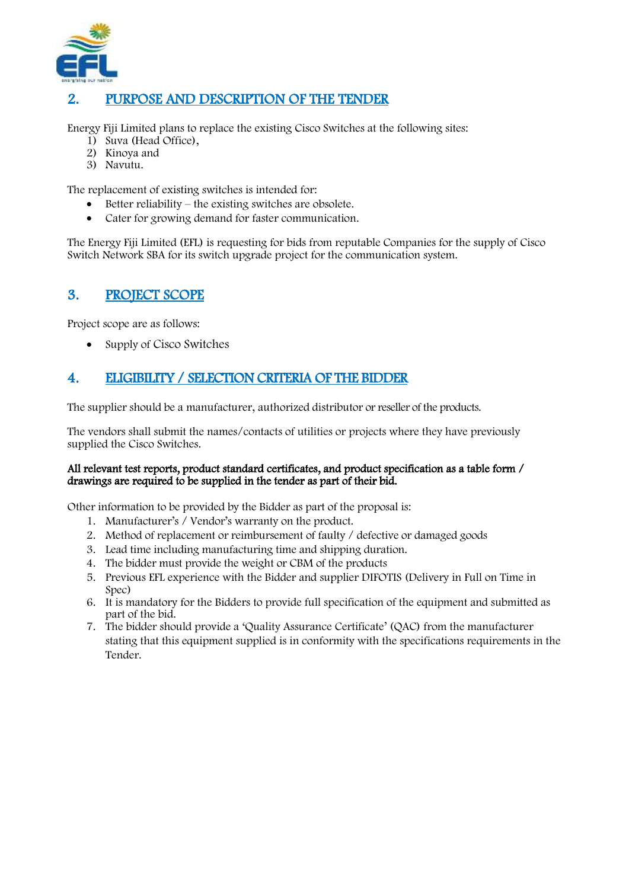## 2. PURPOSE AND DESCRIPTION OF THE TENDER

Energy Fiji Limited plans to replace the existing Cisco Switches at the following sites:

1) Suva (Head Office),
2) Kinoya and
3) Navutu.

The replacement of existing switches is intended for:

- Better reliability – the existing switches are obsolete.
- Cater for growing demand for faster communication.

The Energy Fiji Limited (EFL) is requesting for bids from reputable Companies for the supply of Cisco Switch Network SBA for its switch upgrade project for the communication system.

## 3. PROJECT SCOPE

Project scope are as follows:

- Supply of Cisco Switches

## 4. ELIGIBILITY / SELECTION CRITERIA OF THE BIDDER

The supplier should be a manufacturer, authorized distributor or reseller of the products.

The vendors shall submit the names/contacts of utilities or projects where they have previously supplied the Cisco Switches.

**All relevant test reports, product standard certificates, and product specification as a table form / drawings are required to be supplied in the tender as part of their bid.**

Other information to be provided by the Bidder as part of the proposal is:

1. Manufacturer's / Vendor's warranty on the product.
2. Method of replacement or reimbursement of faulty / defective or damaged goods
3. Lead time including manufacturing time and shipping duration.
4. The bidder must provide the weight or CBM of the products
5. Previous EFL experience with the Bidder and supplier DIFOTIS (Delivery in Full on Time in Spec)
6. It is mandatory for the Bidders to provide full specification of the equipment and submitted as part of the bid.
7. The bidder should provide a 'Quality Assurance Certificate' (QAC) from the manufacturer stating that this equipment supplied is in conformity with the specifications requirements in the Tender.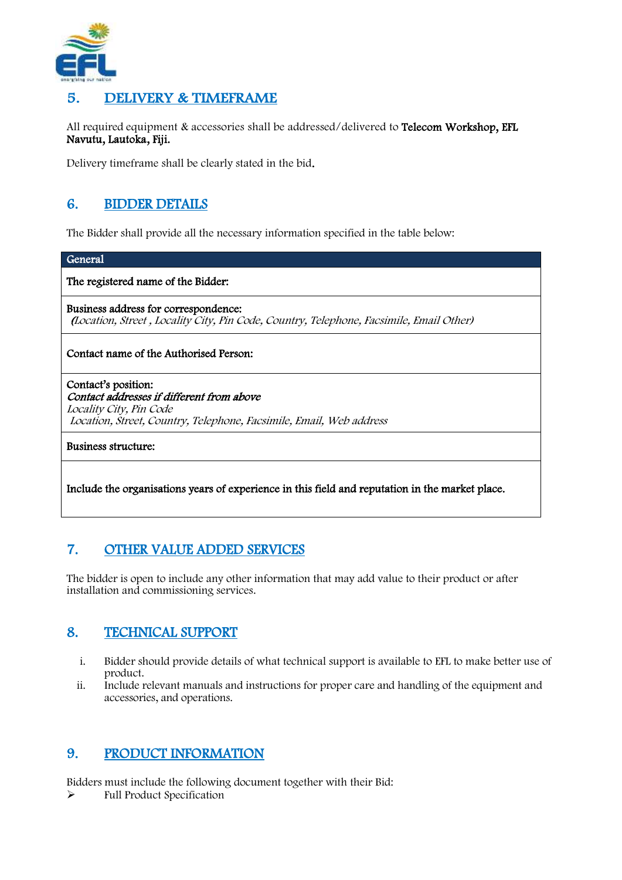## 5. DELIVERY & TIMEFRAME

All required equipment & accessories shall be addressed/delivered to **Telecom Workshop, EFL Navutu, Lautoka, Fiji.**

Delivery timeframe shall be clearly stated in the bid.

## 6. BIDDER DETAILS

The Bidder shall provide all the necessary information specified in the table below:

| General |
|---|
| **The registered name of the Bidder:** |
| **Business address for correspondence:**<br>*(Location, Street , Locality City, Pin Code, Country, Telephone, Facsimile, Email Other)* |
| **Contact name of the Authorised Person:** |
| **Contact's position:**<br>***Contact addresses if different from above***<br>*Locality City, Pin Code*<br>*Location, Street, Country, Telephone, Facsimile, Email, Web address* |
| **Business structure:** |
| **Include the organisations years of experience in this field and reputation in the market place.** |

## 7. OTHER VALUE ADDED SERVICES

The bidder is open to include any other information that may add value to their product or after installation and commissioning services.

## 8. TECHNICAL SUPPORT

i. Bidder should provide details of what technical support is available to EFL to make better use of product.
ii. Include relevant manuals and instructions for proper care and handling of the equipment and accessories, and operations.

## 9. PRODUCT INFORMATION

Bidders must include the following document together with their Bid:

- Full Product Specification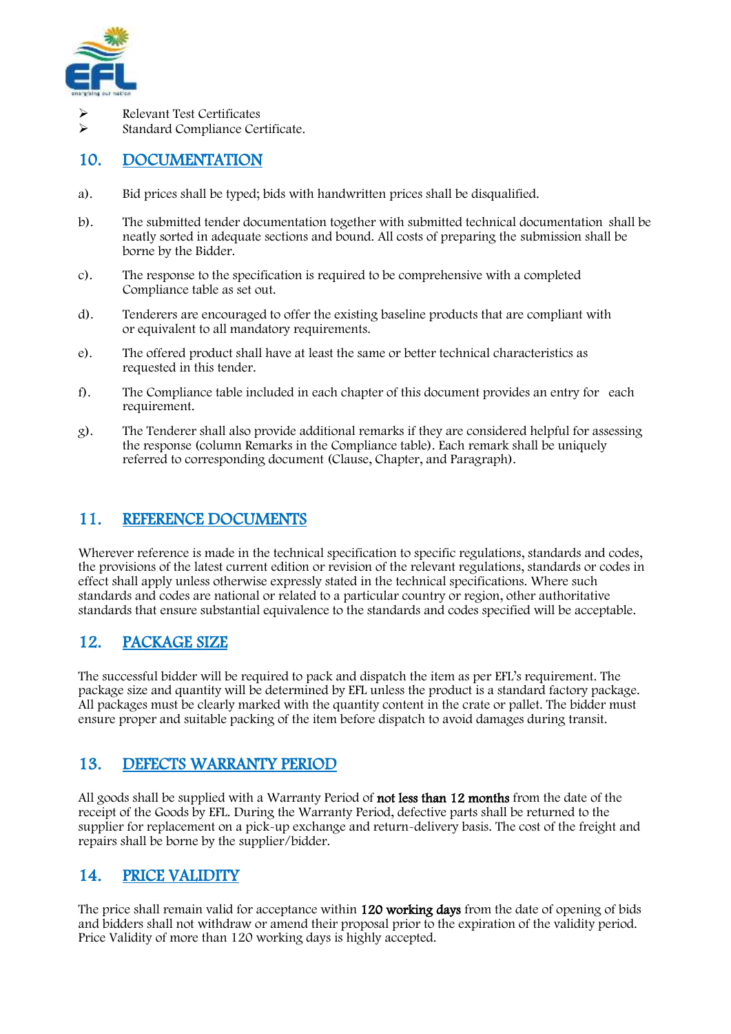- Relevant Test Certificates
- Standard Compliance Certificate.

## 10. DOCUMENTATION

a). Bid prices shall be typed; bids with handwritten prices shall be disqualified.

b). The submitted tender documentation together with submitted technical documentation shall be neatly sorted in adequate sections and bound. All costs of preparing the submission shall be borne by the Bidder.

c). The response to the specification is required to be comprehensive with a completed Compliance table as set out.

d). Tenderers are encouraged to offer the existing baseline products that are compliant with or equivalent to all mandatory requirements.

e). The offered product shall have at least the same or better technical characteristics as requested in this tender.

f). The Compliance table included in each chapter of this document provides an entry for each requirement.

g). The Tenderer shall also provide additional remarks if they are considered helpful for assessing the response (column Remarks in the Compliance table). Each remark shall be uniquely referred to corresponding document (Clause, Chapter, and Paragraph).

## 11. REFERENCE DOCUMENTS

Wherever reference is made in the technical specification to specific regulations, standards and codes, the provisions of the latest current edition or revision of the relevant regulations, standards or codes in effect shall apply unless otherwise expressly stated in the technical specifications. Where such standards and codes are national or related to a particular country or region, other authoritative standards that ensure substantial equivalence to the standards and codes specified will be acceptable.

## 12. PACKAGE SIZE

The successful bidder will be required to pack and dispatch the item as per EFL's requirement. The package size and quantity will be determined by EFL unless the product is a standard factory package. All packages must be clearly marked with the quantity content in the crate or pallet. The bidder must ensure proper and suitable packing of the item before dispatch to avoid damages during transit.

## 13. DEFECTS WARRANTY PERIOD

All goods shall be supplied with a Warranty Period of **not less than 12 months** from the date of the receipt of the Goods by EFL. During the Warranty Period, defective parts shall be returned to the supplier for replacement on a pick-up exchange and return-delivery basis. The cost of the freight and repairs shall be borne by the supplier/bidder.

## 14. PRICE VALIDITY

The price shall remain valid for acceptance within **120 working days** from the date of opening of bids and bidders shall not withdraw or amend their proposal prior to the expiration of the validity period. Price Validity of more than 120 working days is highly accepted.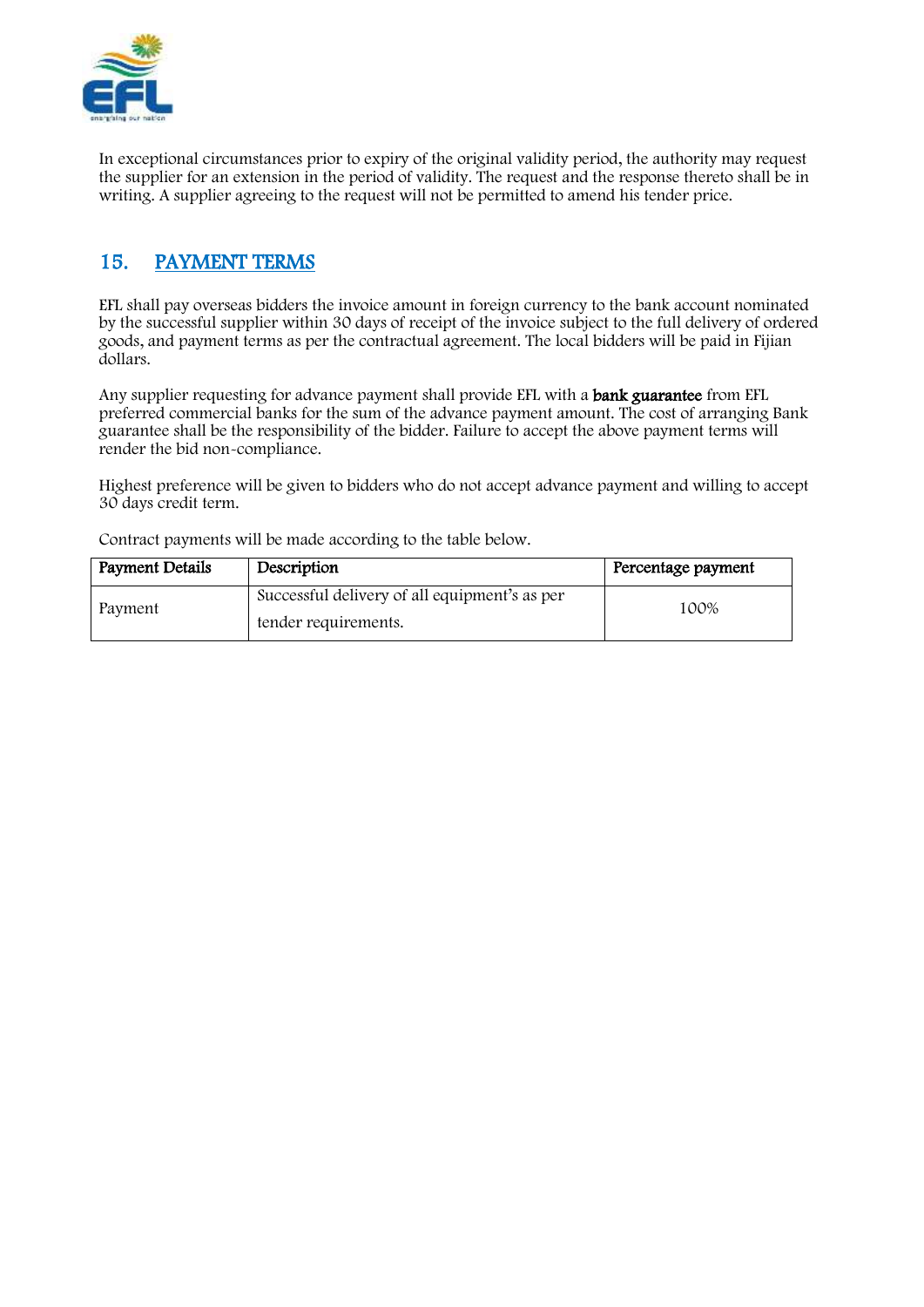In exceptional circumstances prior to expiry of the original validity period, the authority may request the supplier for an extension in the period of validity. The request and the response thereto shall be in writing. A supplier agreeing to the request will not be permitted to amend his tender price.

## 15. PAYMENT TERMS

EFL shall pay overseas bidders the invoice amount in foreign currency to the bank account nominated by the successful supplier within 30 days of receipt of the invoice subject to the full delivery of ordered goods, and payment terms as per the contractual agreement. The local bidders will be paid in Fijian dollars.

Any supplier requesting for advance payment shall provide EFL with a **bank guarantee** from EFL preferred commercial banks for the sum of the advance payment amount. The cost of arranging Bank guarantee shall be the responsibility of the bidder. Failure to accept the above payment terms will render the bid non-compliance.

Highest preference will be given to bidders who do not accept advance payment and willing to accept 30 days credit term.

Contract payments will be made according to the table below.

| Payment Details | Description | Percentage payment |
|---|---|---|
| Payment | Successful delivery of all equipment's as per tender requirements. | 100% |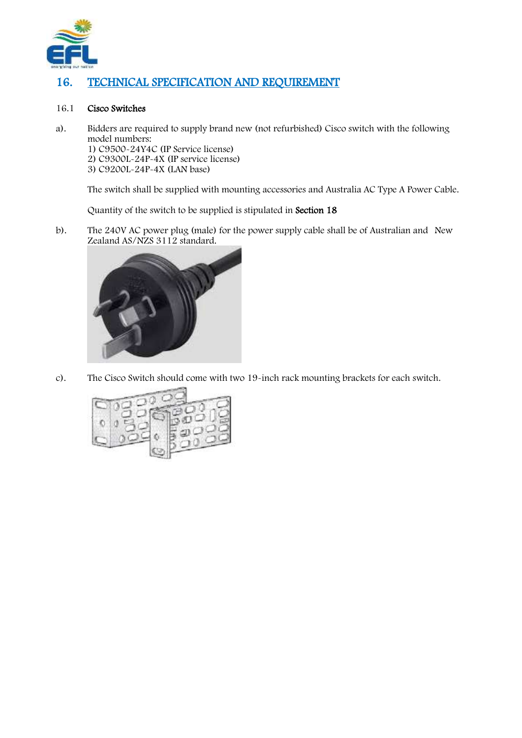## 16. TECHNICAL SPECIFICATION AND REQUIREMENT

16.1 **Cisco Switches**

a). Bidders are required to supply brand new (not refurbished) Cisco switch with the following model numbers:
1) C9500-24Y4C (IP Service license)
2) C9300L-24P-4X (IP service license)
3) C9200L-24P-4X (LAN base)

The switch shall be supplied with mounting accessories and Australia AC Type A Power Cable.

Quantity of the switch to be supplied is stipulated in **Section 18**

b). The 240V AC power plug (male) for the power supply cable shall be of Australian and New Zealand AS/NZS 3112 standard.

c). The Cisco Switch should come with two 19-inch rack mounting brackets for each switch.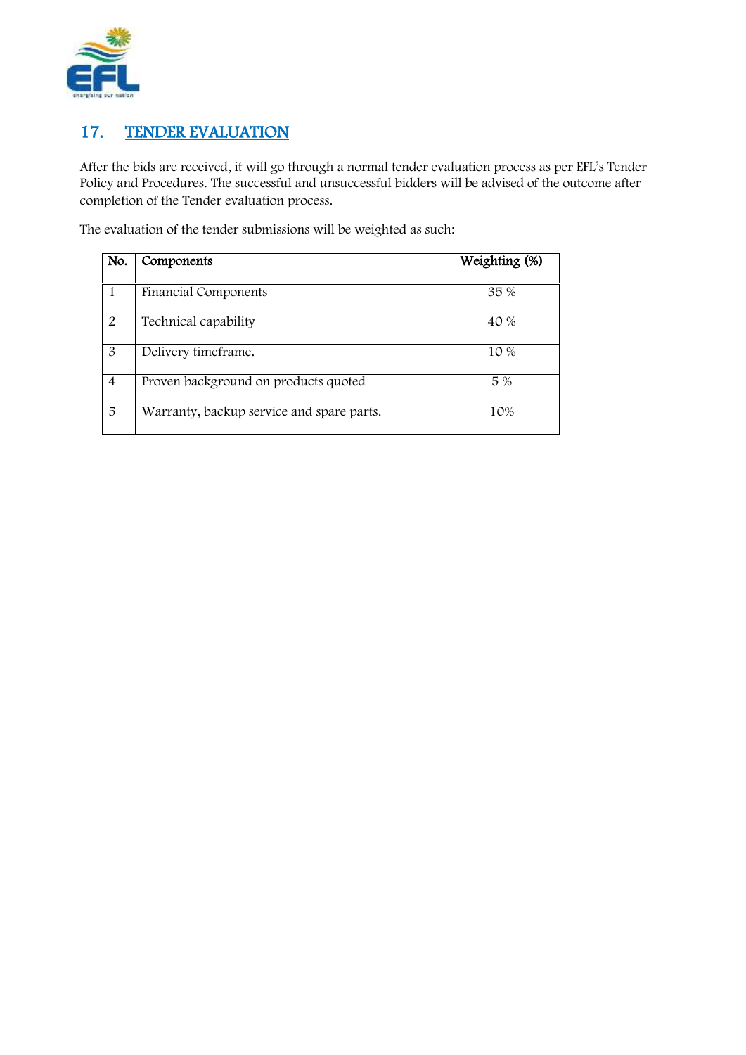## 17. TENDER EVALUATION

After the bids are received, it will go through a normal tender evaluation process as per EFL's Tender Policy and Procedures. The successful and unsuccessful bidders will be advised of the outcome after completion of the Tender evaluation process.

The evaluation of the tender submissions will be weighted as such:

| No. | Components | Weighting (%) |
|---|---|---|
| 1 | Financial Components | 35 % |
| 2 | Technical capability | 40 % |
| 3 | Delivery timeframe. | 10 % |
| 4 | Proven background on products quoted | 5 % |
| 5 | Warranty, backup service and spare parts. | 10% |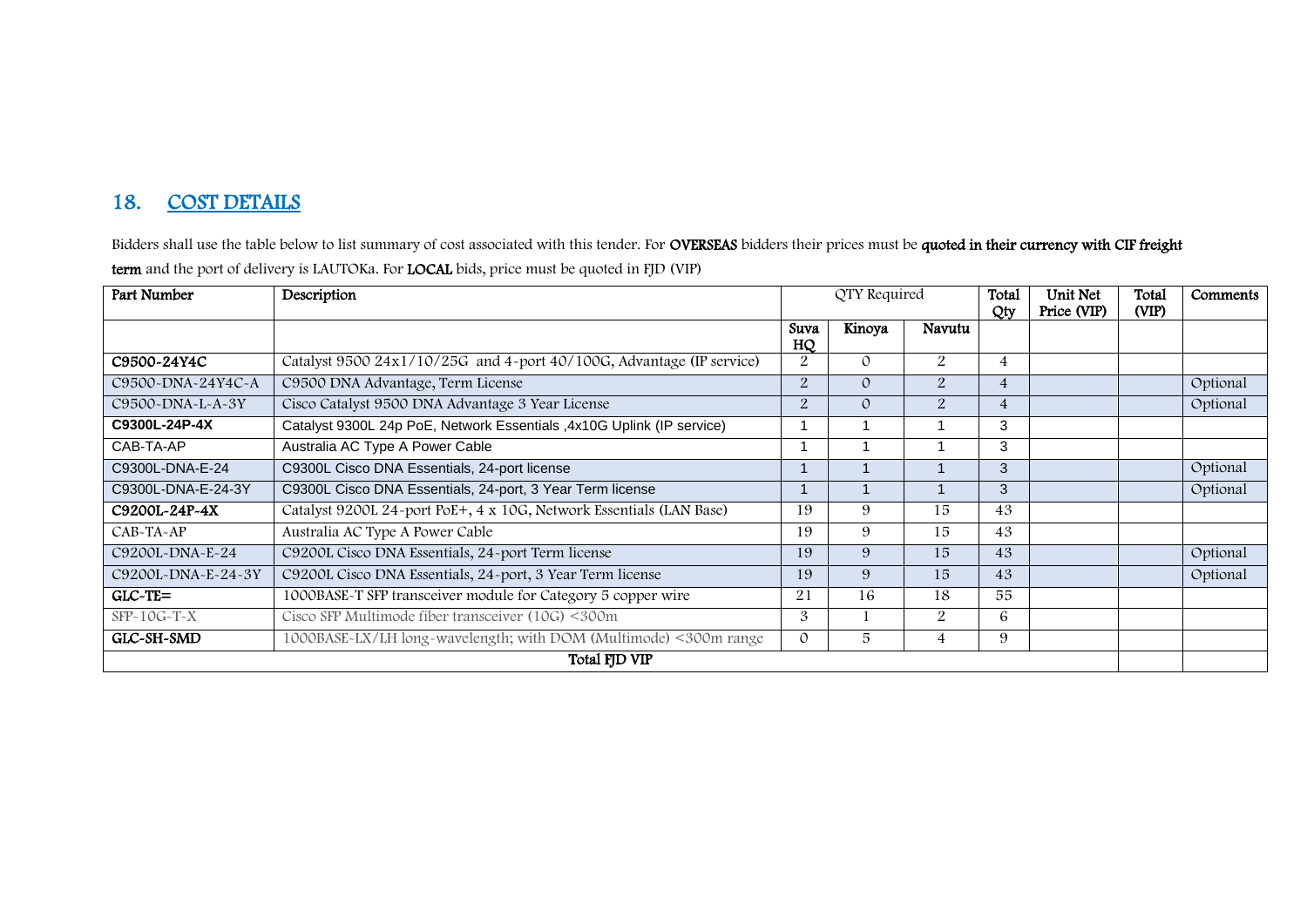## 18. COST DETAILS

Bidders shall use the table below to list summary of cost associated with this tender. For **OVERSEAS** bidders their prices must be **quoted in their currency with CIF freight term** and the port of delivery is LAUTOKa. For **LOCAL** bids, price must be quoted in FJD (VIP)

| Part Number | Description | QTY Required | | | Total Qty | Unit Net Price (VIP) | Total (VIP) | Comments |
|---|---|---|---|---|---|---|---|---|
| | | Suva HQ | Kinoya | Navutu | | | | |
| **C9500-24Y4C** | Catalyst 9500 24x1/10/25G and 4-port 40/100G, Advantage (IP service) | 2 | 0 | 2 | 4 | | | |
| C9500-DNA-24Y4C-A | C9500 DNA Advantage, Term License | 2 | 0 | 2 | 4 | | | Optional |
| C9500-DNA-L-A-3Y | Cisco Catalyst 9500 DNA Advantage 3 Year License | 2 | 0 | 2 | 4 | | | Optional |
| **C9300L-24P-4X** | Catalyst 9300L 24p PoE, Network Essentials ,4x10G Uplink (IP service) | 1 | 1 | 1 | 3 | | | |
| CAB-TA-AP | Australia AC Type A Power Cable | 1 | 1 | 1 | 3 | | | |
| C9300L-DNA-E-24 | C9300L Cisco DNA Essentials, 24-port license | 1 | 1 | 1 | 3 | | | Optional |
| C9300L-DNA-E-24-3Y | C9300L Cisco DNA Essentials, 24-port, 3 Year Term license | 1 | 1 | 1 | 3 | | | Optional |
| **C9200L-24P-4X** | Catalyst 9200L 24-port PoE+, 4 x 10G, Network Essentials (LAN Base) | 19 | 9 | 15 | 43 | | | |
| CAB-TA-AP | Australia AC Type A Power Cable | 19 | 9 | 15 | 43 | | | |
| C9200L-DNA-E-24 | C9200L Cisco DNA Essentials, 24-port Term license | 19 | 9 | 15 | 43 | | | Optional |
| C9200L-DNA-E-24-3Y | C9200L Cisco DNA Essentials, 24-port, 3 Year Term license | 19 | 9 | 15 | 43 | | | Optional |
| **GLC-TE=** | 1000BASE-T SFP transceiver module for Category 5 copper wire | 21 | 16 | 18 | 55 | | | |
| SFP-10G-T-X | Cisco SFP Multimode fiber transceiver (10G) <300m | 3 | 1 | 2 | 6 | | | |
| **GLC-SH-SMD** | 1000BASE-LX/LH long-wavelength; with DOM (Multimode) <300m range | 0 | 5 | 4 | 9 | | | |
| Total FJD VIP | | | | | | | | |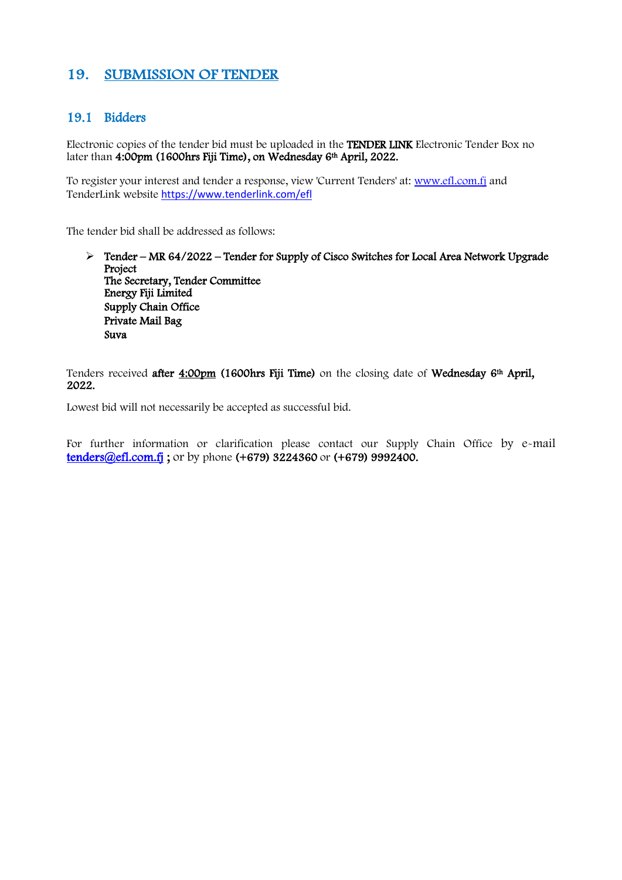## 19. SUBMISSION OF TENDER

### 19.1 Bidders

Electronic copies of the tender bid must be uploaded in the **TENDER LINK** Electronic Tender Box no later than **4:00pm (1600hrs Fiji Time), on Wednesday 6th April, 2022.**

To register your interest and tender a response, view 'Current Tenders' at: www.efl.com.fj and TenderLink website https://www.tenderlink.com/efl

The tender bid shall be addressed as follows:

- **Tender – MR 64/2022 – Tender for Supply of Cisco Switches for Local Area Network Upgrade Project**
  **The Secretary, Tender Committee**
  **Energy Fiji Limited**
  **Supply Chain Office**
  **Private Mail Bag**
  **Suva**

Tenders received **after 4:00pm (1600hrs Fiji Time)** on the closing date of **Wednesday 6th April, 2022.**

Lowest bid will not necessarily be accepted as successful bid.

For further information or clarification please contact our Supply Chain Office by e-mail **tenders@efl.com.fj ;** or by phone **(+679) 3224360** or **(+679) 9992400.**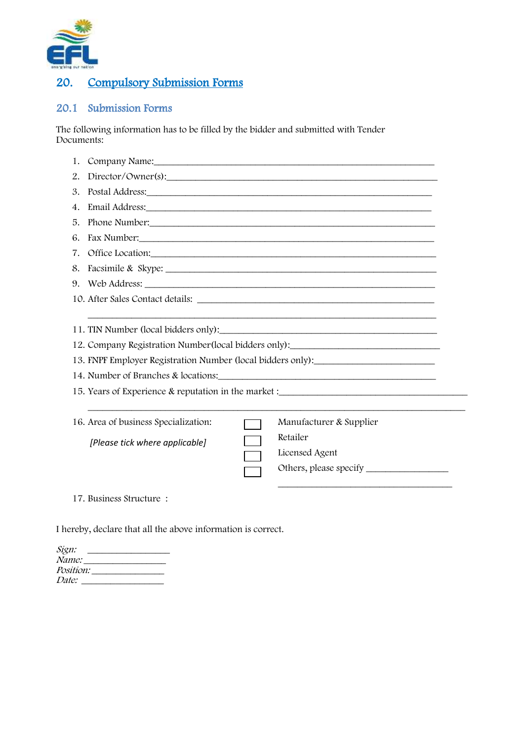## 20. Compulsory Submission Forms

### 20.1 Submission Forms

The following information has to be filled by the bidder and submitted with Tender Documents:

1. Company Name:___________________________________________________________
2. Director/Owner(s):________________________________________________________
3. Postal Address:___________________________________________________________
4. Email Address:___________________________________________________________
5. Phone Number:___________________________________________________________
6. Fax Number:_____________________________________________________________
7. Office Location:__________________________________________________________
8. Facsimile & Skype: _______________________________________________________
9. Web Address: ____________________________________________________________
10. After Sales Contact details: _______________________________________________

    ________________________________________________________________________
11. TIN Number (local bidders only):____________________________________________
12. Company Registration Number(local bidders only):______________________________
13. FNPF Employer Registration Number (local bidders only):_________________________
14. Number of Branches & locations:____________________________________________
15. Years of Experience & reputation in the market :________________________________

    ________________________________________________________________________
16. Area of business Specialization:

    *[Please tick where applicable]*

    - [ ] Manufacturer & Supplier
    - [ ] Retailer
    - [ ] Licensed Agent
    - [ ] Others, please specify ________________

      ________________________________
17. Business Structure :

I hereby, declare that all the above information is correct.

*Sign:* ________________
*Name:* ________________
*Position:* ______________
*Date:* ________________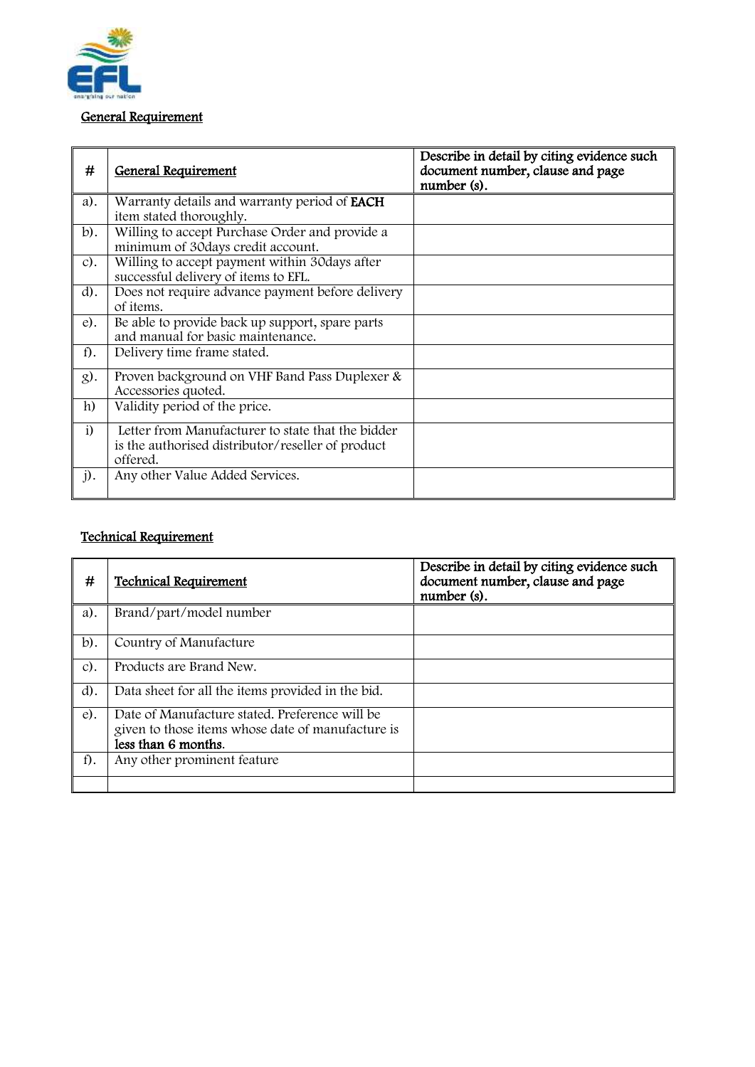## General Requirement

| # | General Requirement | Describe in detail by citing evidence such document number, clause and page number (s). |
|---|---|---|
| a). | Warranty details and warranty period of **EACH** item stated thoroughly. | |
| b). | Willing to accept Purchase Order and provide a minimum of 30days credit account. | |
| c). | Willing to accept payment within 30days after successful delivery of items to EFL. | |
| d). | Does not require advance payment before delivery of items. | |
| e). | Be able to provide back up support, spare parts and manual for basic maintenance. | |
| f). | Delivery time frame stated. | |
| g). | Proven background on VHF Band Pass Duplexer & Accessories quoted. | |
| h) | Validity period of the price. | |
| i) | Letter from Manufacturer to state that the bidder is the authorised distributor/reseller of product offered. | |
| j). | Any other Value Added Services. | |

## Technical Requirement

| # | Technical Requirement | Describe in detail by citing evidence such document number, clause and page number (s). |
|---|---|---|
| a). | Brand/part/model number | |
| b). | Country of Manufacture | |
| c). | Products are Brand New. | |
| d). | Data sheet for all the items provided in the bid. | |
| e). | Date of Manufacture stated. Preference will be given to those items whose date of manufacture is **less than 6 months**. | |
| f). | Any other prominent feature | |
| | | |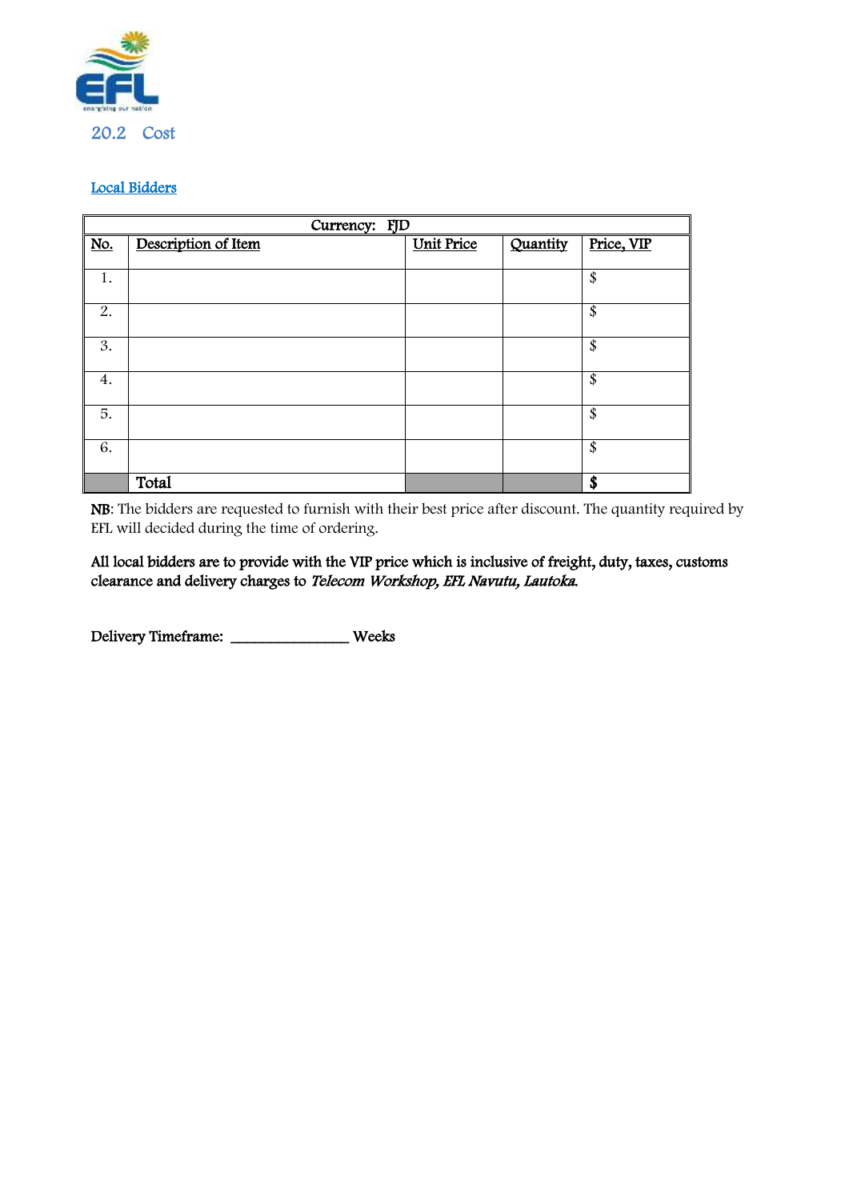## 20.2 Cost

Local Bidders

| Currency: FJD | | | | |
|---|---|---|---|---|
| No. | Description of Item | Unit Price | Quantity | Price, VIP |
| 1. | | | | $ |
| 2. | | | | $ |
| 3. | | | | $ |
| 4. | | | | $ |
| 5. | | | | $ |
| 6. | | | | $ |
| | **Total** | | | **$** |

**NB**: The bidders are requested to furnish with their best price after discount. The quantity required by EFL will decided during the time of ordering.

**All local bidders are to provide with the VIP price which is inclusive of freight, duty, taxes, customs clearance and delivery charges to *Telecom Workshop, EFL Navutu, Lautoka*.**

**Delivery Timeframe: _______________ Weeks**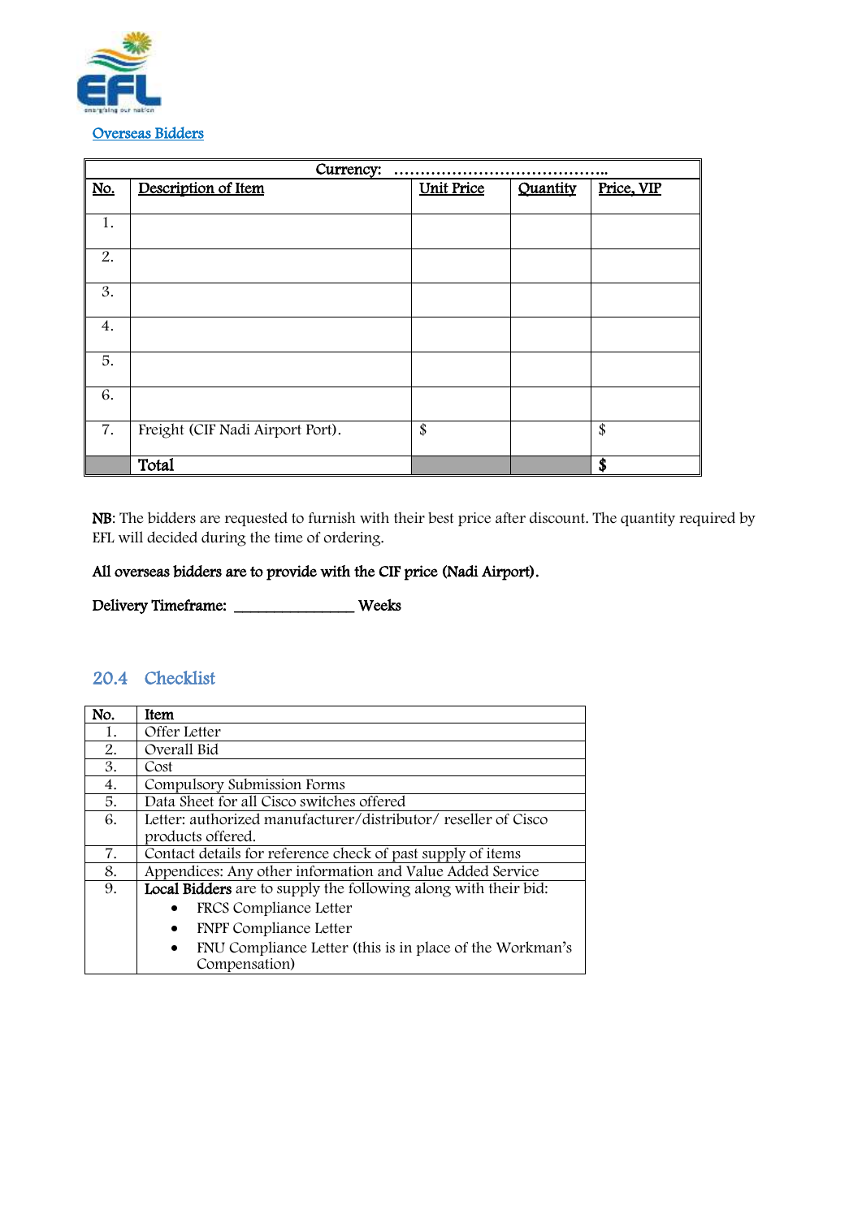Overseas Bidders

| Currency: ………………………………….. | | | | |
|---|---|---|---|---|
| **No.** | **Description of Item** | **Unit Price** | **Quantity** | **Price, VIP** |
| 1. | | | | |
| 2. | | | | |
| 3. | | | | |
| 4. | | | | |
| 5. | | | | |
| 6. | | | | |
| 7. | Freight (CIF Nadi Airport Port). | $ | | $ |
| | **Total** | | | **$** |

**NB**: The bidders are requested to furnish with their best price after discount. The quantity required by EFL will decided during the time of ordering.

**All overseas bidders are to provide with the CIF price (Nadi Airport).**

**Delivery Timeframe: _______________ Weeks**

## 20.4 Checklist

| No. | Item |
|---|---|
| 1. | Offer Letter |
| 2. | Overall Bid |
| 3. | Cost |
| 4. | Compulsory Submission Forms |
| 5. | Data Sheet for all Cisco switches offered |
| 6. | Letter: authorized manufacturer/distributor/ reseller of Cisco products offered. |
| 7. | Contact details for reference check of past supply of items |
| 8. | Appendices: Any other information and Value Added Service |
| 9. | **Local Bidders** are to supply the following along with their bid:<br>• FRCS Compliance Letter<br>• FNPF Compliance Letter<br>• FNU Compliance Letter (this is in place of the Workman's Compensation) |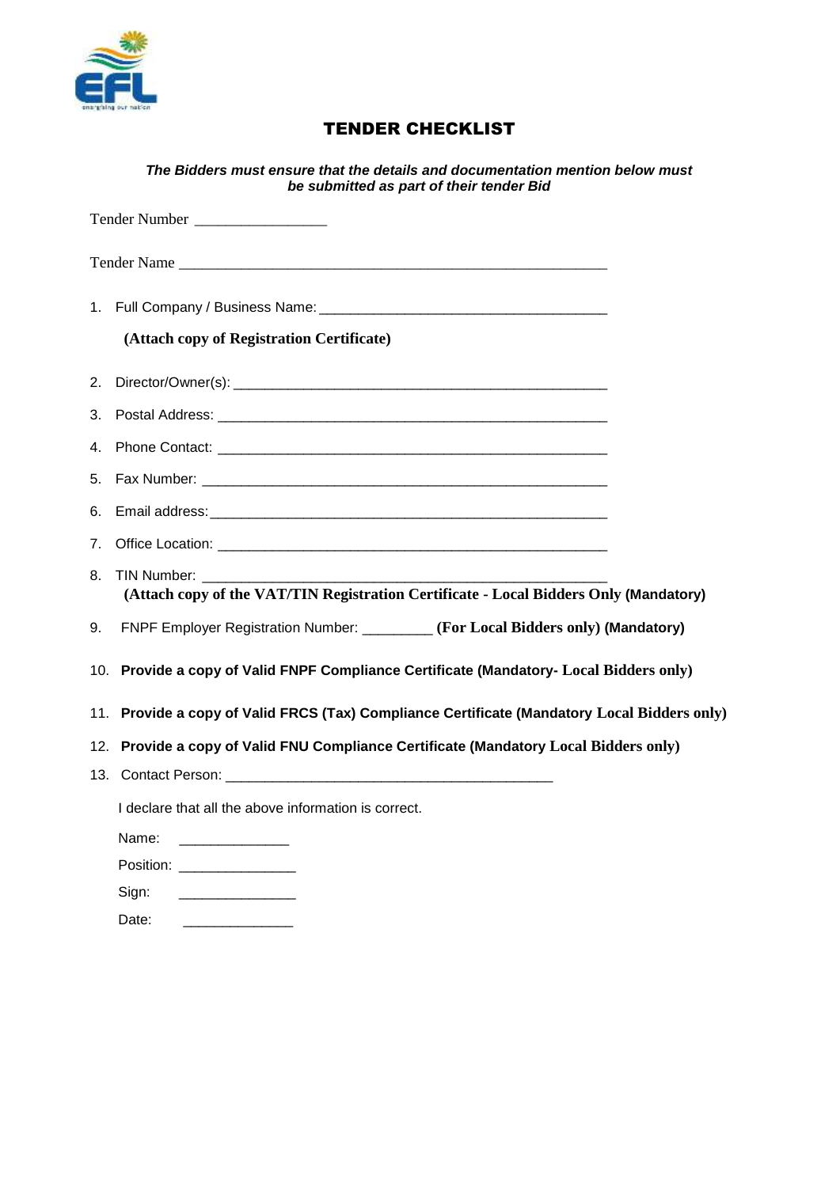# TENDER CHECKLIST

***The Bidders must ensure that the details and documentation mention below must be submitted as part of their tender Bid***

Tender Number ________________

Tender Name ____________________________________________________

1. Full Company / Business Name: ___________________________________

   **(Attach copy of Registration Certificate)**

2. Director/Owner(s): ______________________________________________
3. Postal Address: ________________________________________________
4. Phone Contact: ________________________________________________
5. Fax Number: __________________________________________________
6. Email address: _________________________________________________
7. Office Location: ________________________________________________
8. TIN Number: ___________________________________________________

   **(Attach copy of the VAT/TIN Registration Certificate - Local Bidders Only (Mandatory)**

9. FNPF Employer Registration Number: _________ **(For Local Bidders only) (Mandatory)**
10. **Provide a copy of Valid FNPF Compliance Certificate (Mandatory- Local Bidders only)**
11. **Provide a copy of Valid FRCS (Tax) Compliance Certificate (Mandatory Local Bidders only)**
12. **Provide a copy of Valid FNU Compliance Certificate (Mandatory Local Bidders only)**
13. Contact Person: _________________________________________

I declare that all the above information is correct.

Name: ______________

Position: _______________

Sign: _______________

Date: ______________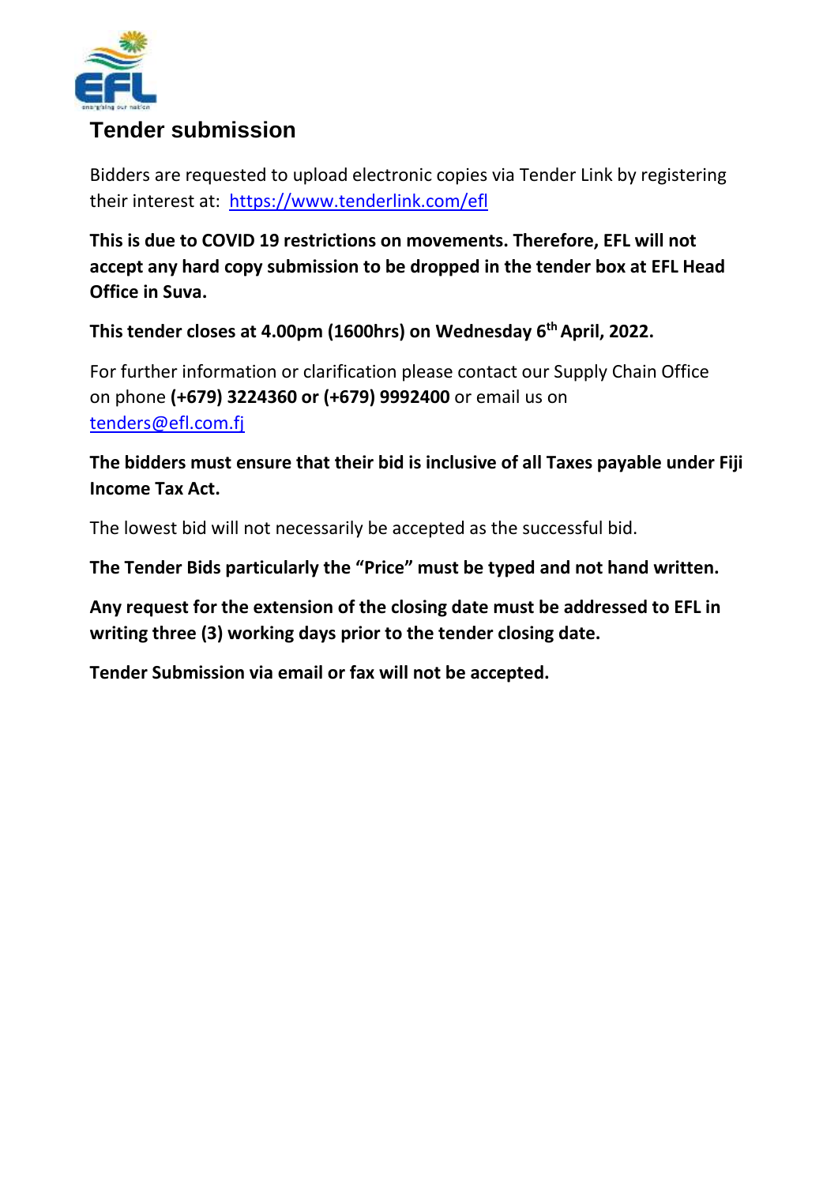## Tender submission

Bidders are requested to upload electronic copies via Tender Link by registering their interest at: https://www.tenderlink.com/efl

**This is due to COVID 19 restrictions on movements. Therefore, EFL will not accept any hard copy submission to be dropped in the tender box at EFL Head Office in Suva.**

**This tender closes at 4.00pm (1600hrs) on Wednesday 6th April, 2022.**

For further information or clarification please contact our Supply Chain Office on phone **(+679) 3224360 or (+679) 9992400** or email us on tenders@efl.com.fj

**The bidders must ensure that their bid is inclusive of all Taxes payable under Fiji Income Tax Act.**

The lowest bid will not necessarily be accepted as the successful bid.

**The Tender Bids particularly the "Price" must be typed and not hand written.**

**Any request for the extension of the closing date must be addressed to EFL in writing three (3) working days prior to the tender closing date.**

**Tender Submission via email or fax will not be accepted.**